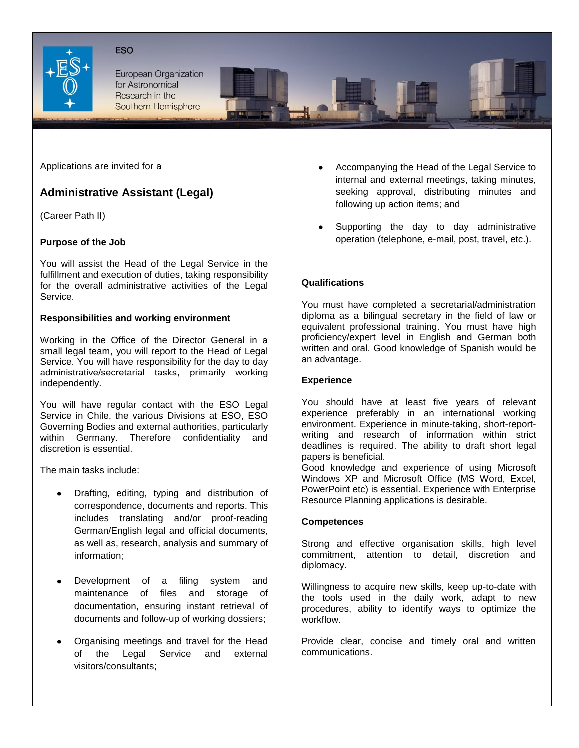ESO

European Organization for Astronomical Research in the Southern Hemisphere

Applications are invited for a

## Administrative Assistant (Legal)

(Career Path II)

**Purpose of the Job**

You will assist the Head of the Legal Service in the fulfillment and execution of duties, taking responsibility for the overall administrative activities of the Legal Service.

**Responsibilities and working environment**

Working in the Office of the Director General in a small legal team, you will report to the Head of Legal Service. You will have responsibility for the day to day administrative/secretarial tasks, primarily working independently.

You will have regular contact with the ESO Legal Service in Chile, the various Divisions at ESO, ESO Governing Bodies and external authorities, particularly within Germany. Therefore confidentiality and discretion is essential.

The main tasks include:

- Drafting, editing, typing and distribution of correspondence, documents and reports. This includes translating and/or proof-reading German/English legal and official documents, as well as, research, analysis and summary of information;
- Development of a filing system and maintenance of files and storage of documentation, ensuring instant retrieval of documents and follow-up of working dossiers;
- Organising meetings and travel for the Head of the Legal Service and external visitors/consultants;
- Accompanying the Head of the Legal Service to internal and external meetings, taking minutes, seeking approval, distributing minutes and following up action items; and
- Supporting the day to day administrative operation (telephone, e-mail, post, travel, etc.).

**Qualifications**

You must have completed a secretarial/administration diploma as a bilingual secretary in the field of law or equivalent professional training. You must have high proficiency/expert level in English and German both written and oral. Good knowledge of Spanish would be an advantage.

**Experience**

You should have at least five years of relevant experience preferably in an international working environment. Experience in minute-taking, short-report-writing and research of information within strict deadlines is required. The ability to draft short legal papers is beneficial.
Good knowledge and experience of using Microsoft Windows XP and Microsoft Office (MS Word, Excel, PowerPoint etc) is essential. Experience with Enterprise Resource Planning applications is desirable.

**Competences**

Strong and effective organisation skills, high level commitment, attention to detail, discretion and diplomacy.

Willingness to acquire new skills, keep up-to-date with the tools used in the daily work, adapt to new procedures, ability to identify ways to optimize the workflow.

Provide clear, concise and timely oral and written communications.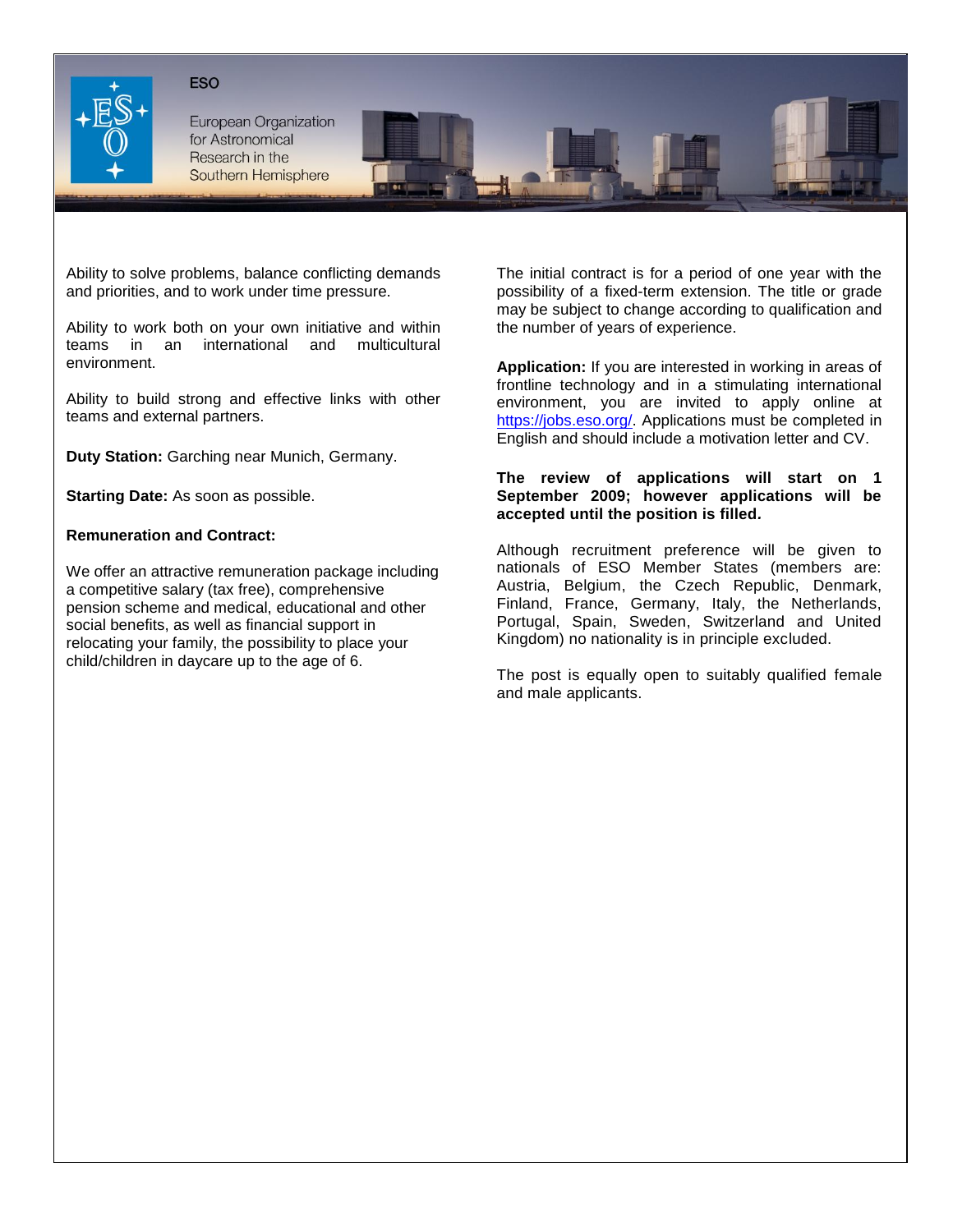Ability to solve problems, balance conflicting demands and priorities, and to work under time pressure.

Ability to work both on your own initiative and within teams in an international and multicultural environment.

Ability to build strong and effective links with other teams and external partners.

**Duty Station:** Garching near Munich, Germany.

**Starting Date:** As soon as possible.

**Remuneration and Contract:**

We offer an attractive remuneration package including a competitive salary (tax free), comprehensive pension scheme and medical, educational and other social benefits, as well as financial support in relocating your family, the possibility to place your child/children in daycare up to the age of 6.

The initial contract is for a period of one year with the possibility of a fixed-term extension. The title or grade may be subject to change according to qualification and the number of years of experience.

**Application:** If you are interested in working in areas of frontline technology and in a stimulating international environment, you are invited to apply online at https://jobs.eso.org/. Applications must be completed in English and should include a motivation letter and CV.

**The review of applications will start on 1 September 2009; however applications will be accepted until the position is filled.**

Although recruitment preference will be given to nationals of ESO Member States (members are: Austria, Belgium, the Czech Republic, Denmark, Finland, France, Germany, Italy, the Netherlands, Portugal, Spain, Sweden, Switzerland and United Kingdom) no nationality is in principle excluded.

The post is equally open to suitably qualified female and male applicants.